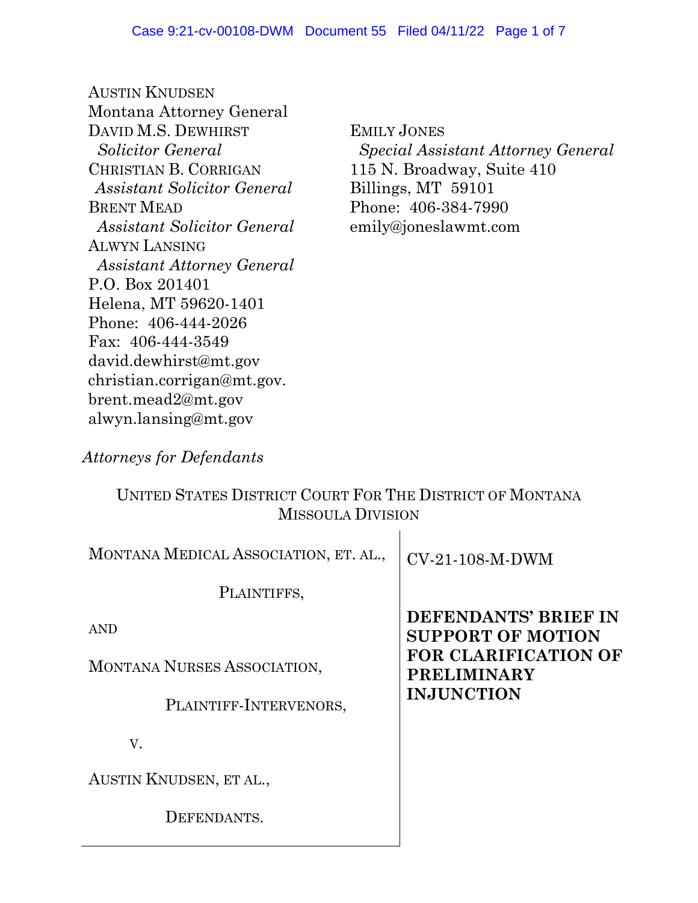AUSTIN KNUDSEN
Montana Attorney General
DAVID M.S. DEWHIRST
*Solicitor General*
CHRISTIAN B. CORRIGAN
*Assistant Solicitor General*
BRENT MEAD
*Assistant Solicitor General*
ALWYN LANSING
*Assistant Attorney General*
P.O. Box 201401
Helena, MT 59620-1401
Phone: 406-444-2026
Fax: 406-444-3549
david.dewhirst@mt.gov
christian.corrigan@mt.gov.
brent.mead2@mt.gov
alwyn.lansing@mt.gov

EMILY JONES
*Special Assistant Attorney General*
115 N. Broadway, Suite 410
Billings, MT 59101
Phone: 406-384-7990
emily@joneslawmt.com

*Attorneys for Defendants*

UNITED STATES DISTRICT COURT FOR THE DISTRICT OF MONTANA
MISSOULA DIVISION

MONTANA MEDICAL ASSOCIATION, ET. AL.,

PLAINTIFFS,

AND

MONTANA NURSES ASSOCIATION,

PLAINTIFF-INTERVENORS,

V.

AUSTIN KNUDSEN, ET AL.,

DEFENDANTS.

CV-21-108-M-DWM

**DEFENDANTS' BRIEF IN SUPPORT OF MOTION FOR CLARIFICATION OF PRELIMINARY INJUNCTION**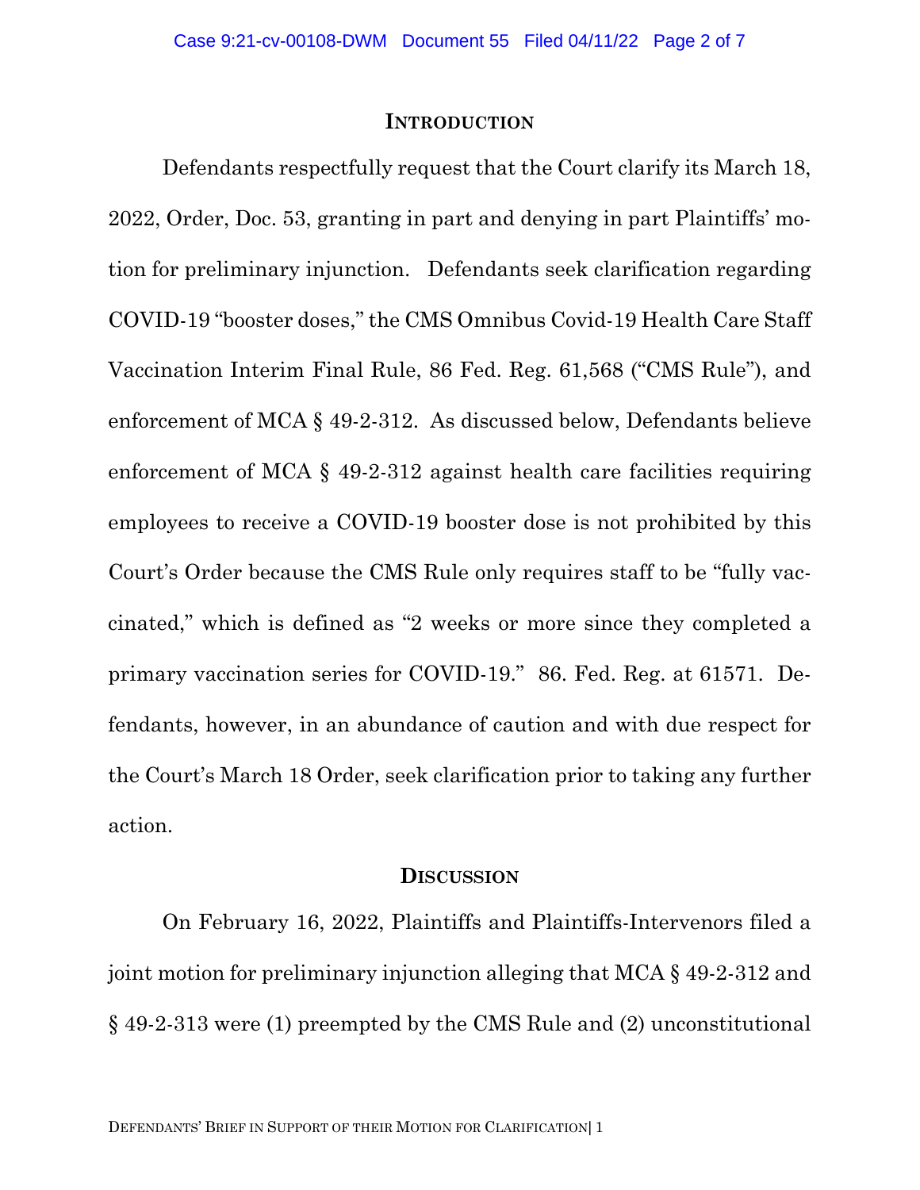## INTRODUCTION

Defendants respectfully request that the Court clarify its March 18, 2022, Order, Doc. 53, granting in part and denying in part Plaintiffs' motion for preliminary injunction. Defendants seek clarification regarding COVID-19 "booster doses," the CMS Omnibus Covid-19 Health Care Staff Vaccination Interim Final Rule, 86 Fed. Reg. 61,568 ("CMS Rule"), and enforcement of MCA § 49-2-312. As discussed below, Defendants believe enforcement of MCA § 49-2-312 against health care facilities requiring employees to receive a COVID-19 booster dose is not prohibited by this Court's Order because the CMS Rule only requires staff to be "fully vaccinated," which is defined as "2 weeks or more since they completed a primary vaccination series for COVID-19." 86. Fed. Reg. at 61571. Defendants, however, in an abundance of caution and with due respect for the Court's March 18 Order, seek clarification prior to taking any further action.

## DISCUSSION

On February 16, 2022, Plaintiffs and Plaintiffs-Intervenors filed a joint motion for preliminary injunction alleging that MCA § 49-2-312 and § 49-2-313 were (1) preempted by the CMS Rule and (2) unconstitutional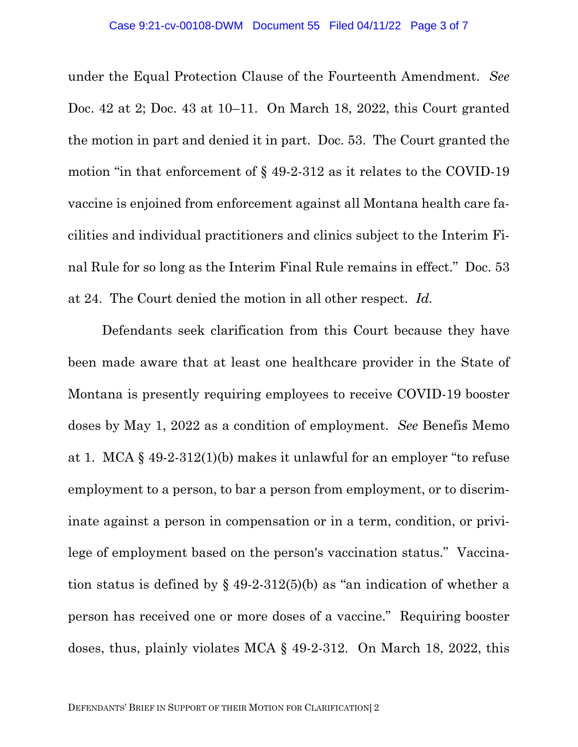under the Equal Protection Clause of the Fourteenth Amendment. *See* Doc. 42 at 2; Doc. 43 at 10–11. On March 18, 2022, this Court granted the motion in part and denied it in part. Doc. 53. The Court granted the motion "in that enforcement of § 49-2-312 as it relates to the COVID-19 vaccine is enjoined from enforcement against all Montana health care facilities and individual practitioners and clinics subject to the Interim Final Rule for so long as the Interim Final Rule remains in effect." Doc. 53 at 24. The Court denied the motion in all other respect. *Id.*

Defendants seek clarification from this Court because they have been made aware that at least one healthcare provider in the State of Montana is presently requiring employees to receive COVID-19 booster doses by May 1, 2022 as a condition of employment. *See* Benefis Memo at 1. MCA § 49-2-312(1)(b) makes it unlawful for an employer "to refuse employment to a person, to bar a person from employment, or to discriminate against a person in compensation or in a term, condition, or privilege of employment based on the person's vaccination status." Vaccination status is defined by § 49-2-312(5)(b) as "an indication of whether a person has received one or more doses of a vaccine." Requiring booster doses, thus, plainly violates MCA § 49-2-312. On March 18, 2022, this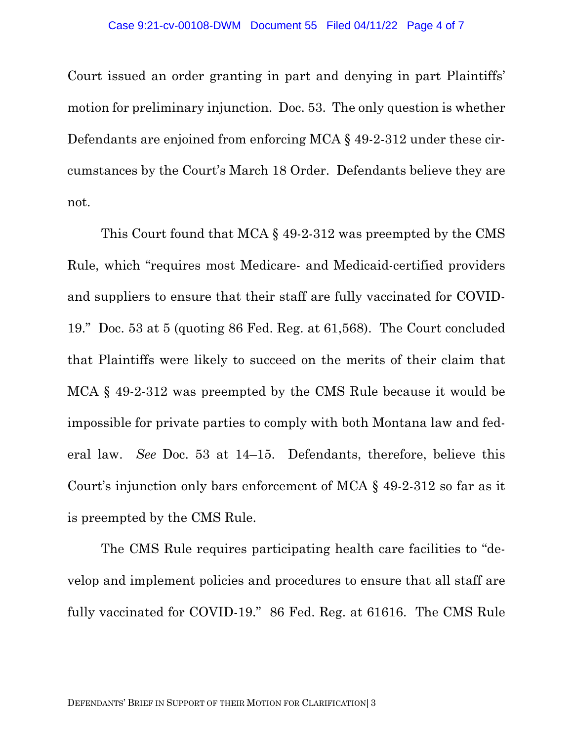Court issued an order granting in part and denying in part Plaintiffs' motion for preliminary injunction. Doc. 53. The only question is whether Defendants are enjoined from enforcing MCA § 49-2-312 under these circumstances by the Court's March 18 Order. Defendants believe they are not.

This Court found that MCA § 49-2-312 was preempted by the CMS Rule, which "requires most Medicare- and Medicaid-certified providers and suppliers to ensure that their staff are fully vaccinated for COVID-19." Doc. 53 at 5 (quoting 86 Fed. Reg. at 61,568). The Court concluded that Plaintiffs were likely to succeed on the merits of their claim that MCA § 49-2-312 was preempted by the CMS Rule because it would be impossible for private parties to comply with both Montana law and federal law. *See* Doc. 53 at 14–15. Defendants, therefore, believe this Court's injunction only bars enforcement of MCA § 49-2-312 so far as it is preempted by the CMS Rule.

The CMS Rule requires participating health care facilities to "develop and implement policies and procedures to ensure that all staff are fully vaccinated for COVID-19." 86 Fed. Reg. at 61616. The CMS Rule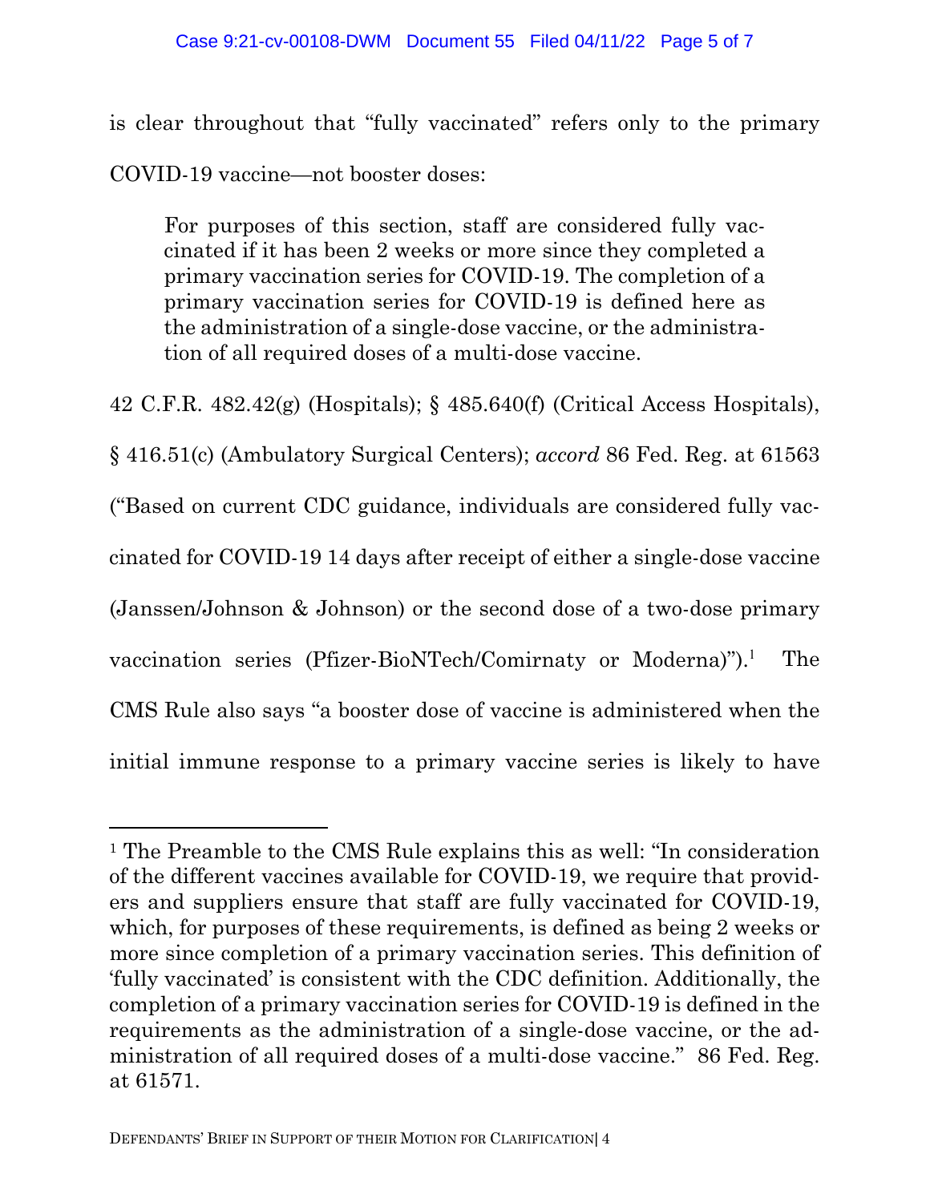is clear throughout that "fully vaccinated" refers only to the primary COVID-19 vaccine—not booster doses:

> For purposes of this section, staff are considered fully vaccinated if it has been 2 weeks or more since they completed a primary vaccination series for COVID-19. The completion of a primary vaccination series for COVID-19 is defined here as the administration of a single-dose vaccine, or the administration of all required doses of a multi-dose vaccine.

42 C.F.R. 482.42(g) (Hospitals); § 485.640(f) (Critical Access Hospitals), § 416.51(c) (Ambulatory Surgical Centers); *accord* 86 Fed. Reg. at 61563 ("Based on current CDC guidance, individuals are considered fully vaccinated for COVID-19 14 days after receipt of either a single-dose vaccine (Janssen/Johnson & Johnson) or the second dose of a two-dose primary vaccination series (Pfizer-BioNTech/Comirnaty or Moderna").[1] The CMS Rule also says "a booster dose of vaccine is administered when the initial immune response to a primary vaccine series is likely to have

---

[1] The Preamble to the CMS Rule explains this as well: "In consideration of the different vaccines available for COVID-19, we require that providers and suppliers ensure that staff are fully vaccinated for COVID-19, which, for purposes of these requirements, is defined as being 2 weeks or more since completion of a primary vaccination series. This definition of 'fully vaccinated' is consistent with the CDC definition. Additionally, the completion of a primary vaccination series for COVID-19 is defined in the requirements as the administration of a single-dose vaccine, or the administration of all required doses of a multi-dose vaccine." 86 Fed. Reg. at 61571.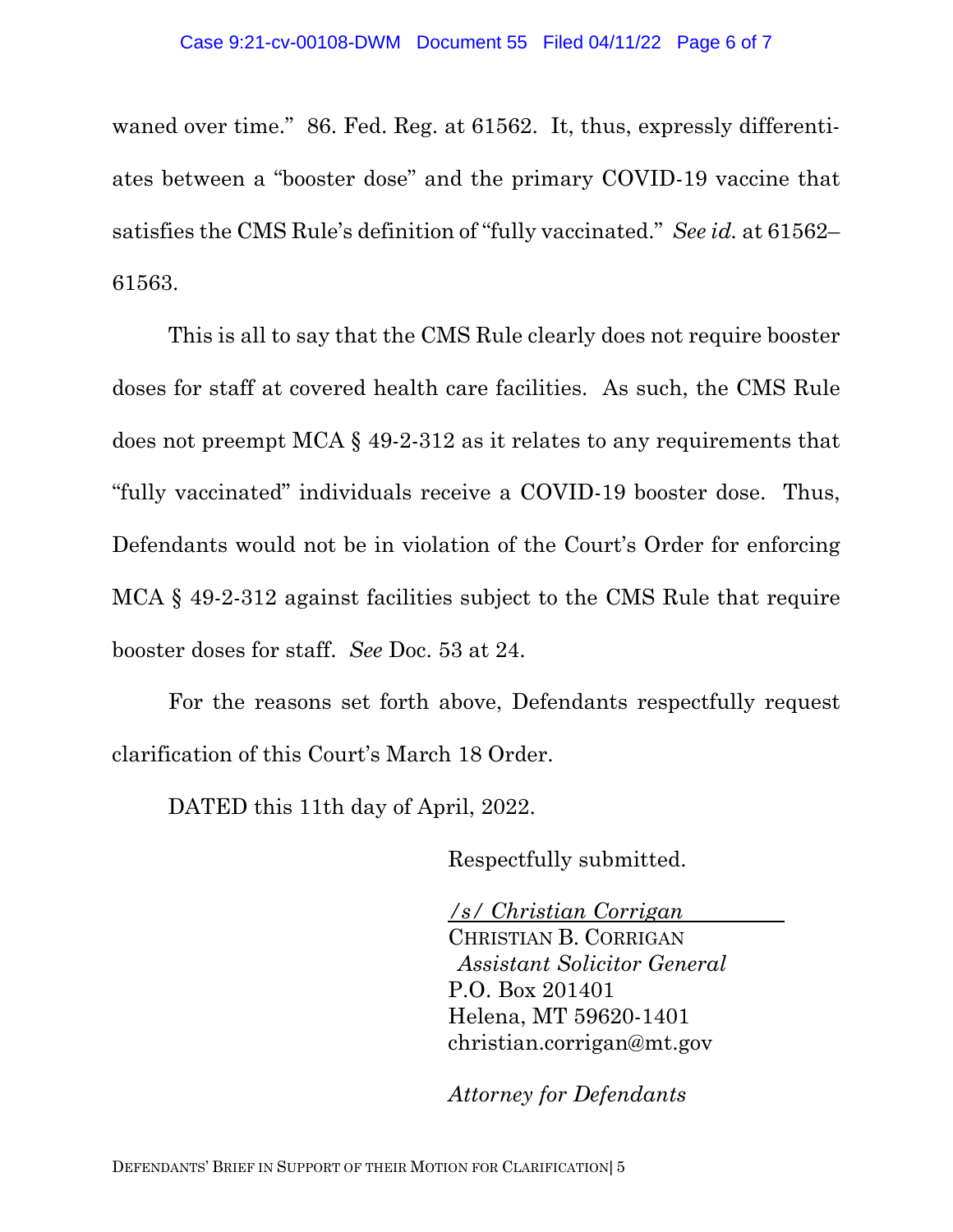waned over time." 86. Fed. Reg. at 61562. It, thus, expressly differentiates between a "booster dose" and the primary COVID-19 vaccine that satisfies the CMS Rule's definition of "fully vaccinated." *See id.* at 61562–61563.

This is all to say that the CMS Rule clearly does not require booster doses for staff at covered health care facilities. As such, the CMS Rule does not preempt MCA § 49-2-312 as it relates to any requirements that "fully vaccinated" individuals receive a COVID-19 booster dose. Thus, Defendants would not be in violation of the Court's Order for enforcing MCA § 49-2-312 against facilities subject to the CMS Rule that require booster doses for staff. *See* Doc. 53 at 24.

For the reasons set forth above, Defendants respectfully request clarification of this Court's March 18 Order.

DATED this 11th day of April, 2022.

Respectfully submitted.

*/s/ Christian Corrigan*
CHRISTIAN B. CORRIGAN
*Assistant Solicitor General*
P.O. Box 201401
Helena, MT 59620-1401
christian.corrigan@mt.gov

*Attorney for Defendants*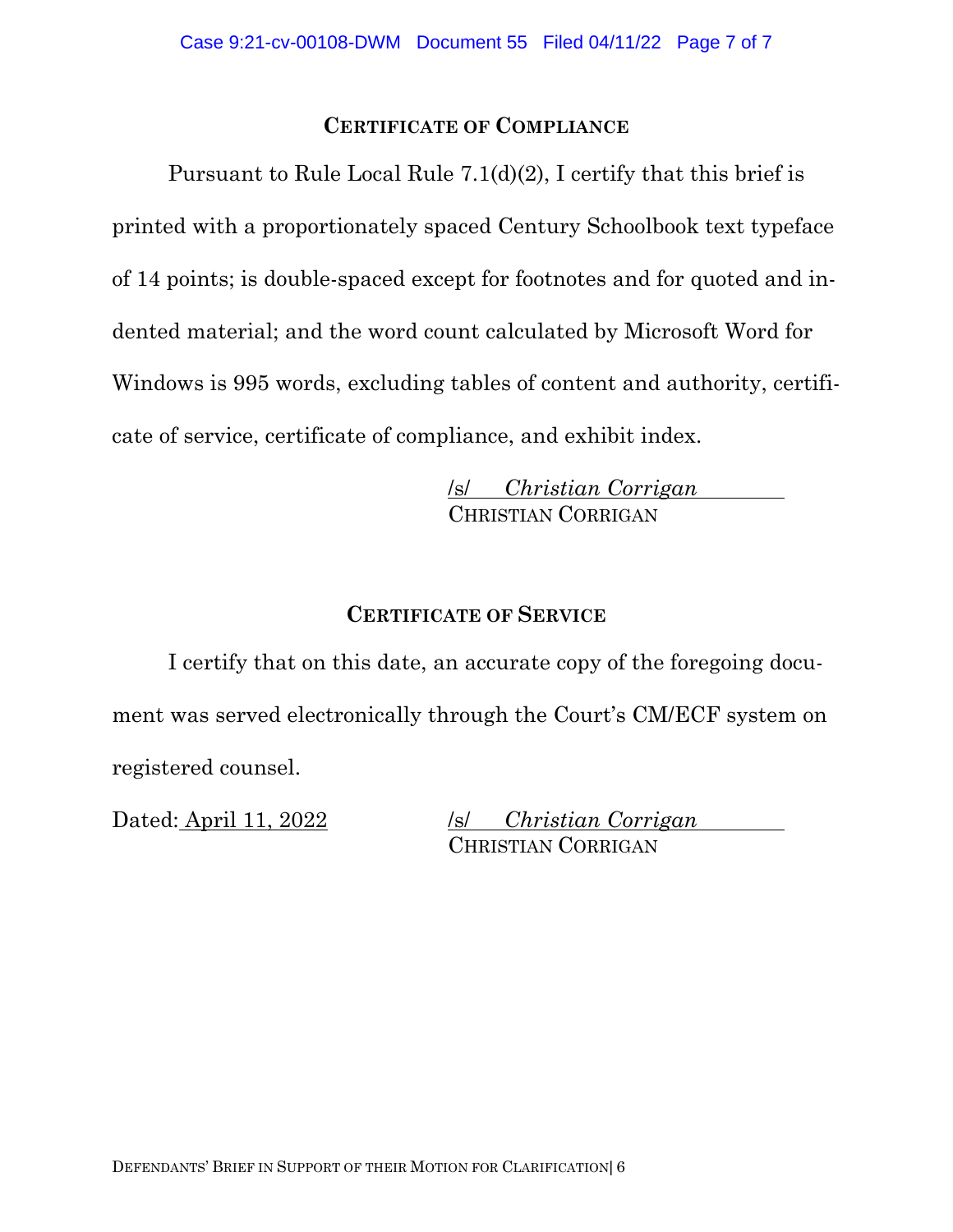## **Certificate of Compliance**

Pursuant to Rule Local Rule 7.1(d)(2), I certify that this brief is printed with a proportionately spaced Century Schoolbook text typeface of 14 points; is double-spaced except for footnotes and for quoted and indented material; and the word count calculated by Microsoft Word for Windows is 995 words, excluding tables of content and authority, certificate of service, certificate of compliance, and exhibit index.

/s/ *Christian Corrigan*
CHRISTIAN CORRIGAN

## **Certificate of Service**

I certify that on this date, an accurate copy of the foregoing document was served electronically through the Court's CM/ECF system on registered counsel.

Dated: April 11, 2022

/s/ *Christian Corrigan*
CHRISTIAN CORRIGAN